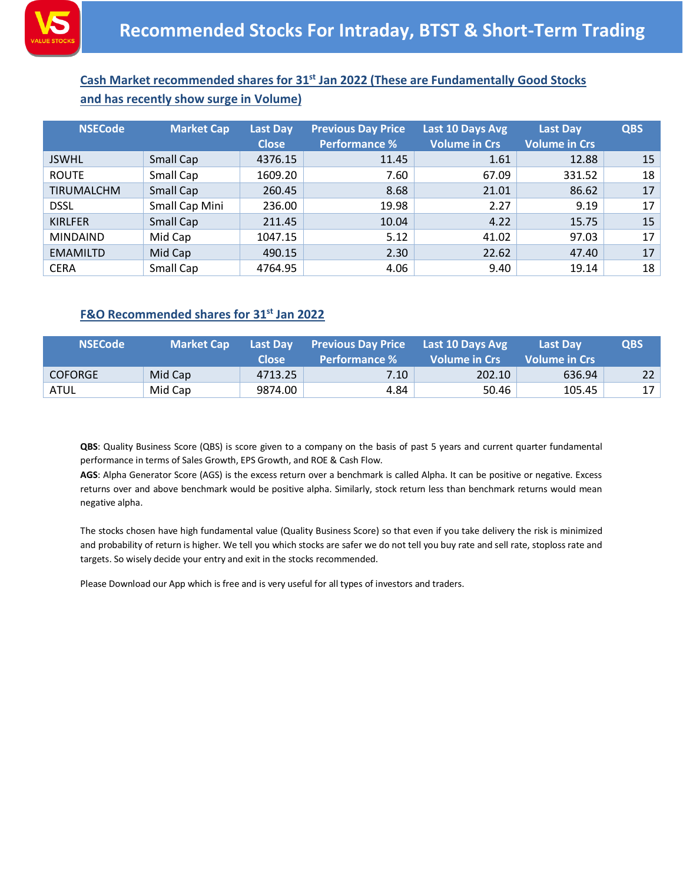VS VALUE STOCKS

# Recommended Stocks For Intraday, BTST & Short-Term Trading

## Cash Market recommended shares for 31st Jan 2022 (These are Fundamentally Good Stocks and has recently show surge in Volume)

| NSECode | Market Cap | Last Day Close | Previous Day Price Performance % | Last 10 Days Avg Volume in Crs | Last Day Volume in Crs | QBS |
|---|---|---|---|---|---|---|
| JSWHL | Small Cap | 4376.15 | 11.45 | 1.61 | 12.88 | 15 |
| ROUTE | Small Cap | 1609.20 | 7.60 | 67.09 | 331.52 | 18 |
| TIRUMALCHM | Small Cap | 260.45 | 8.68 | 21.01 | 86.62 | 17 |
| DSSL | Small Cap Mini | 236.00 | 19.98 | 2.27 | 9.19 | 17 |
| KIRLFER | Small Cap | 211.45 | 10.04 | 4.22 | 15.75 | 15 |
| MINDAIND | Mid Cap | 1047.15 | 5.12 | 41.02 | 97.03 | 17 |
| EMAMILTD | Mid Cap | 490.15 | 2.30 | 22.62 | 47.40 | 17 |
| CERA | Small Cap | 4764.95 | 4.06 | 9.40 | 19.14 | 18 |

## F&O Recommended shares for 31st Jan 2022

| NSECode | Market Cap | Last Day Close | Previous Day Price Performance % | Last 10 Days Avg Volume in Crs | Last Day Volume in Crs | QBS |
|---|---|---|---|---|---|---|
| COFORGE | Mid Cap | 4713.25 | 7.10 | 202.10 | 636.94 | 22 |
| ATUL | Mid Cap | 9874.00 | 4.84 | 50.46 | 105.45 | 17 |

**QBS**: Quality Business Score (QBS) is score given to a company on the basis of past 5 years and current quarter fundamental performance in terms of Sales Growth, EPS Growth, and ROE & Cash Flow.

**AGS**: Alpha Generator Score (AGS) is the excess return over a benchmark is called Alpha. It can be positive or negative. Excess returns over and above benchmark would be positive alpha. Similarly, stock return less than benchmark returns would mean negative alpha.

The stocks chosen have high fundamental value (Quality Business Score) so that even if you take delivery the risk is minimized and probability of return is higher. We tell you which stocks are safer we do not tell you buy rate and sell rate, stoploss rate and targets. So wisely decide your entry and exit in the stocks recommended.

Please Download our App which is free and is very useful for all types of investors and traders.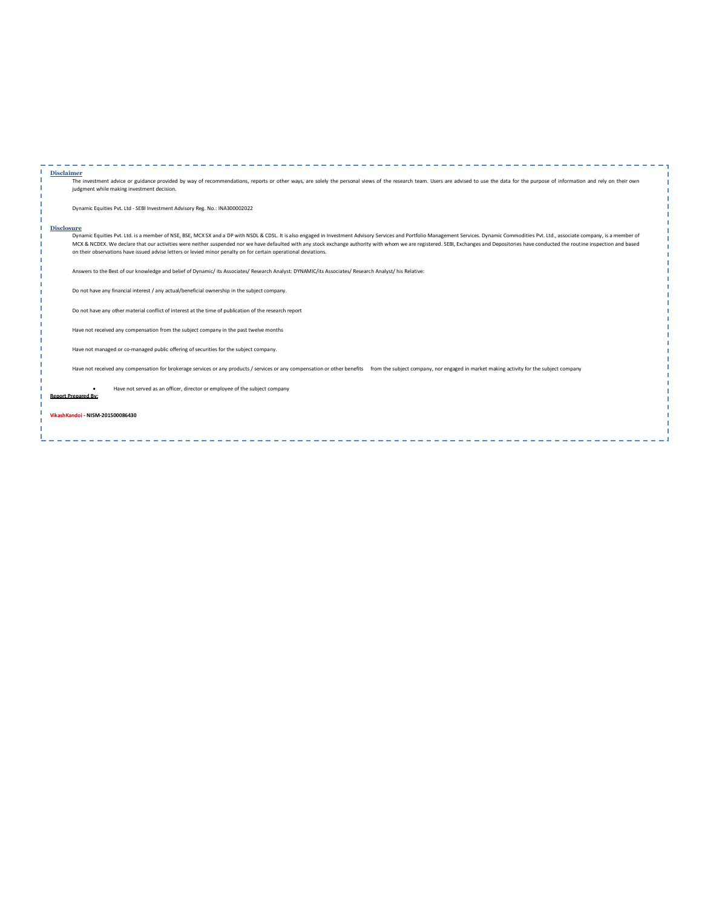**Disclaimer**

The investment advice or guidance provided by way of recommendations, reports or other ways, are solely the personal views of the research team. Users are advised to use the data for the purpose of information and rely on their own judgment while making investment decision.

Dynamic Equities Pvt. Ltd - SEBI Investment Advisory Reg. No.: INA300002022

**Disclosure**

Dynamic Equities Pvt. Ltd. is a member of NSE, BSE, MCX SX and a DP with NSDL & CDSL. It is also engaged in Investment Advisory Services and Portfolio Management Services. Dynamic Commodities Pvt. Ltd., associate company, is a member of MCX & NCDEX. We declare that our activities were neither suspended nor we have defaulted with any stock exchange authority with whom we are registered. SEBI, Exchanges and Depositories have conducted the routine inspection and based on their observations have issued advise letters or levied minor penalty on for certain operational deviations.

Answers to the Best of our knowledge and belief of Dynamic/ its Associates/ Research Analyst: DYNAMIC/its Associates/ Research Analyst/ his Relative:

Do not have any financial interest / any actual/beneficial ownership in the subject company.

Do not have any other material conflict of interest at the time of publication of the research report

Have not received any compensation from the subject company in the past twelve months

Have not managed or co-managed public offering of securities for the subject company.

Have not received any compensation for brokerage services or any products / services or any compensation or other benefits from the subject company, nor engaged in market making activity for the subject company

- Have not served as an officer, director or employee of the subject company

**Report Prepared By:**

**VikashKandoi - NISM-201500086430**